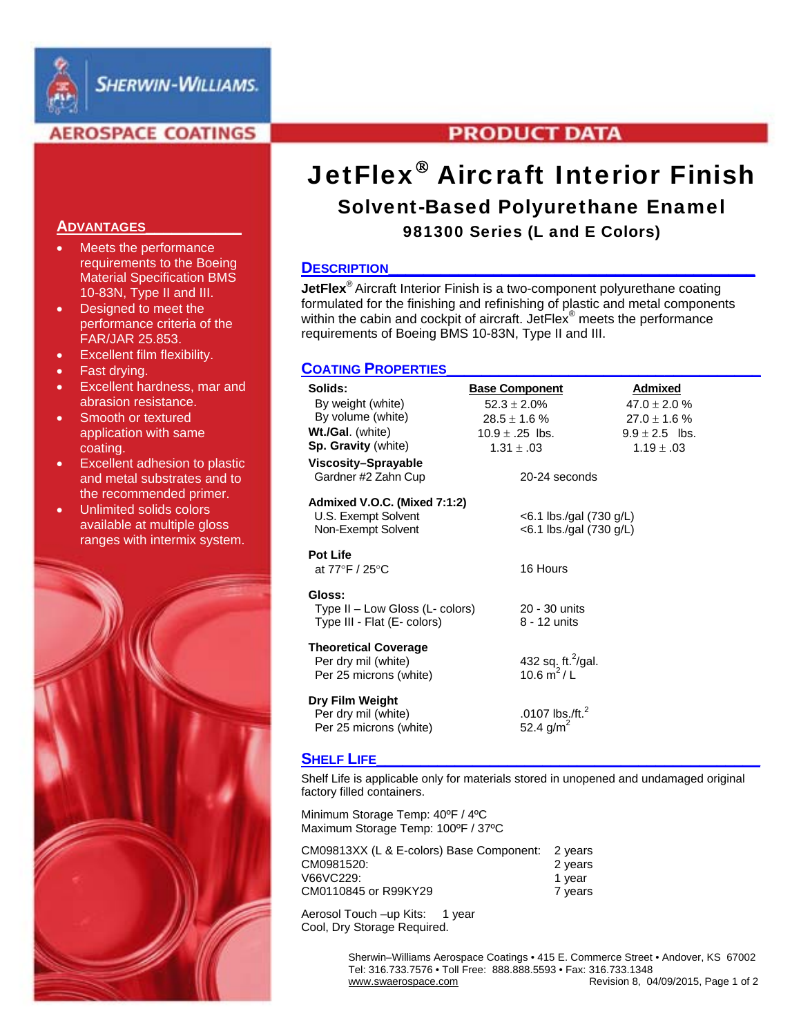SHERWIN-WILLIAMS.

AEROSPACE COATINGS

PRODUCT DATA

# JetFlex® Aircraft Interior Finish

## Solvent-Based Polyurethane Enamel

### 981300 Series (L and E Colors)

## ADVANTAGES

- Meets the performance requirements to the Boeing Material Specification BMS 10-83N, Type II and III.
- Designed to meet the performance criteria of the FAR/JAR 25.853.
- Excellent film flexibility.
- Fast drying.
- Excellent hardness, mar and abrasion resistance.
- Smooth or textured application with same coating.
- Excellent adhesion to plastic and metal substrates and to the recommended primer.
- Unlimited solids colors available at multiple gloss ranges with intermix system.

## DESCRIPTION

**JetFlex®** Aircraft Interior Finish is a two-component polyurethane coating formulated for the finishing and refinishing of plastic and metal components within the cabin and cockpit of aircraft. JetFlex® meets the performance requirements of Boeing BMS 10-83N, Type II and III.

## COATING PROPERTIES

| **Solids:** | **Base Component** | **Admixed** |
|---|---|---|
| By weight (white) | 52.3 ± 2.0% | 47.0 ± 2.0 % |
| By volume (white) | 28.5 ± 1.6 % | 27.0 ± 1.6 % |
| **Wt./Gal.** (white) | 10.9 ± .25 lbs. | 9.9 ± 2.5 lbs. |
| **Sp. Gravity** (white) | 1.31 ± .03 | 1.19 ± .03 |

| | |
|---|---|
| **Viscosity–Sprayable** | |
| Gardner #2 Zahn Cup | 20-24 seconds |
| **Admixed V.O.C. (Mixed 7:1:2)** | |
| U.S. Exempt Solvent | <6.1 lbs./gal (730 g/L) |
| Non-Exempt Solvent | <6.1 lbs./gal (730 g/L) |
| **Pot Life** | |
| at 77°F / 25°C | 16 Hours |
| **Gloss:** | |
| Type II – Low Gloss (L- colors) | 20 - 30 units |
| Type III - Flat (E- colors) | 8 - 12 units |
| **Theoretical Coverage** | |
| Per dry mil (white) | 432 sq. ft.$^2$/gal. |
| Per 25 microns (white) | 10.6 m$^2$ / L |
| **Dry Film Weight** | |
| Per dry mil (white) | .0107 lbs./ft.$^2$ |
| Per 25 microns (white) | 52.4 g/m$^2$ |

## SHELF LIFE

Shelf Life is applicable only for materials stored in unopened and undamaged original factory filled containers.

Minimum Storage Temp: 40ºF / 4ºC
Maximum Storage Temp: 100ºF / 37ºC

| | |
|---|---|
| CM09813XX (L & E-colors) Base Component: | 2 years |
| CM0981520: | 2 years |
| V66VC229: | 1 year |
| CM0110845 or R99KY29 | 7 years |

Aerosol Touch –up Kits: 1 year
Cool, Dry Storage Required.

Sherwin–Williams Aerospace Coatings • 415 E. Commerce Street • Andover, KS 67002
Tel: 316.733.7576 • Toll Free: 888.888.5593 • Fax: 316.733.1348
www.swaerospace.com Revision 8, 04/09/2015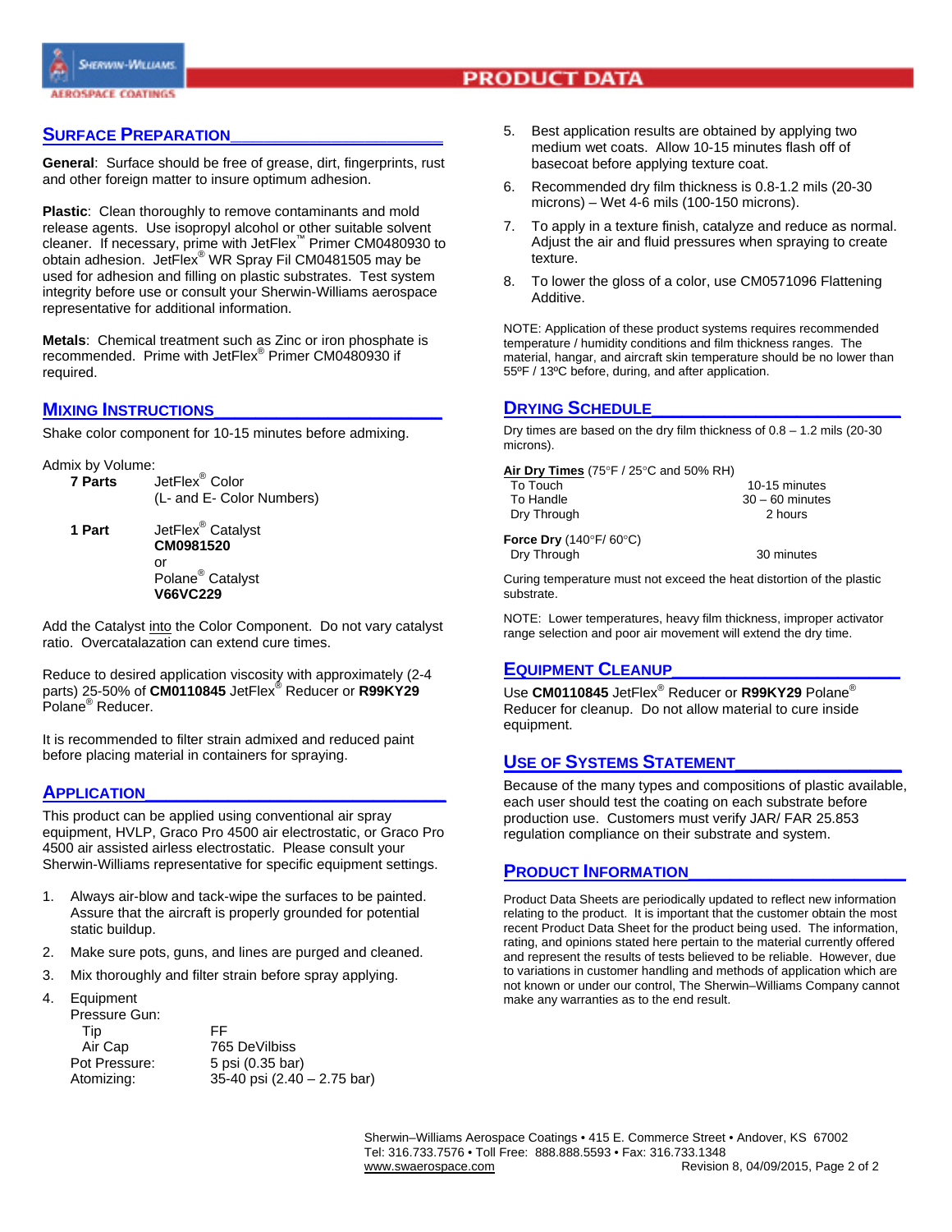## Surface Preparation

**General**: Surface should be free of grease, dirt, fingerprints, rust and other foreign matter to insure optimum adhesion.

**Plastic**: Clean thoroughly to remove contaminants and mold release agents. Use isopropyl alcohol or other suitable solvent cleaner. If necessary, prime with JetFlex™ Primer CM0480930 to obtain adhesion. JetFlex® WR Spray Fil CM0481505 may be used for adhesion and filling on plastic substrates. Test system integrity before use or consult your Sherwin-Williams aerospace representative for additional information.

**Metals**: Chemical treatment such as Zinc or iron phosphate is recommended. Prime with JetFlex® Primer CM0480930 if required.

## Mixing Instructions

Shake color component for 10-15 minutes before admixing.

Admix by Volume:

| | |
|---|---|
| **7 Parts** | JetFlex® Color (L- and E- Color Numbers) |
| **1 Part** | JetFlex® Catalyst **CM0981520** or Polane® Catalyst **V66VC229** |

Add the Catalyst into the Color Component. Do not vary catalyst ratio. Overcatalazation can extend cure times.

Reduce to desired application viscosity with approximately (2-4 parts) 25-50% of **CM0110845** JetFlex® Reducer or **R99KY29** Polane® Reducer.

It is recommended to filter strain admixed and reduced paint before placing material in containers for spraying.

## Application

This product can be applied using conventional air spray equipment, HVLP, Graco Pro 4500 air electrostatic, or Graco Pro 4500 air assisted airless electrostatic. Please consult your Sherwin-Williams representative for specific equipment settings.

1. Always air-blow and tack-wipe the surfaces to be painted. Assure that the aircraft is properly grounded for potential static buildup.
2. Make sure pots, guns, and lines are purged and cleaned.
3. Mix thoroughly and filter strain before spray applying.
4. Equipment
   Pressure Gun:

   | | |
   |---|---|
   | Tip | FF |
   | Air Cap | 765 DeVilbiss |
   | Pot Pressure: | 5 psi (0.35 bar) |
   | Atomizing: | 35-40 psi (2.40 – 2.75 bar) |

5. Best application results are obtained by applying two medium wet coats. Allow 10-15 minutes flash off of basecoat before applying texture coat.
6. Recommended dry film thickness is 0.8-1.2 mils (20-30 microns) – Wet 4-6 mils (100-150 microns).
7. To apply in a texture finish, catalyze and reduce as normal. Adjust the air and fluid pressures when spraying to create texture.
8. To lower the gloss of a color, use CM0571096 Flattening Additive.

NOTE: Application of these product systems requires recommended temperature / humidity conditions and film thickness ranges. The material, hangar, and aircraft skin temperature should be no lower than 55ºF / 13ºC before, during, and after application.

## Drying Schedule

Dry times are based on the dry film thickness of 0.8 – 1.2 mils (20-30 microns).

**Air Dry Times** (75°F / 25°C and 50% RH)

| | |
|---|---|
| To Touch | 10-15 minutes |
| To Handle | 30 – 60 minutes |
| Dry Through | 2 hours |

**Force Dry** (140°F/ 60°C)

| | |
|---|---|
| Dry Through | 30 minutes |

Curing temperature must not exceed the heat distortion of the plastic substrate.

NOTE: Lower temperatures, heavy film thickness, improper activator range selection and poor air movement will extend the dry time.

## Equipment Cleanup

Use **CM0110845** JetFlex® Reducer or **R99KY29** Polane® Reducer for cleanup. Do not allow material to cure inside equipment.

## Use of Systems Statement

Because of the many types and compositions of plastic available, each user should test the coating on each substrate before production use. Customers must verify JAR/ FAR 25.853 regulation compliance on their substrate and system.

## Product Information

Product Data Sheets are periodically updated to reflect new information relating to the product. It is important that the customer obtain the most recent Product Data Sheet for the product being used. The information, rating, and opinions stated here pertain to the material currently offered and represent the results of tests believed to be reliable. However, due to variations in customer handling and methods of application which are not known or under our control, The Sherwin–Williams Company cannot make any warranties as to the end result.

Sherwin–Williams Aerospace Coatings • 415 E. Commerce Street • Andover, KS 67002
Tel: 316.733.7576 • Toll Free: 888.888.5593 • Fax: 316.733.1348
www.swaerospace.com Revision 8, 04/09/2015